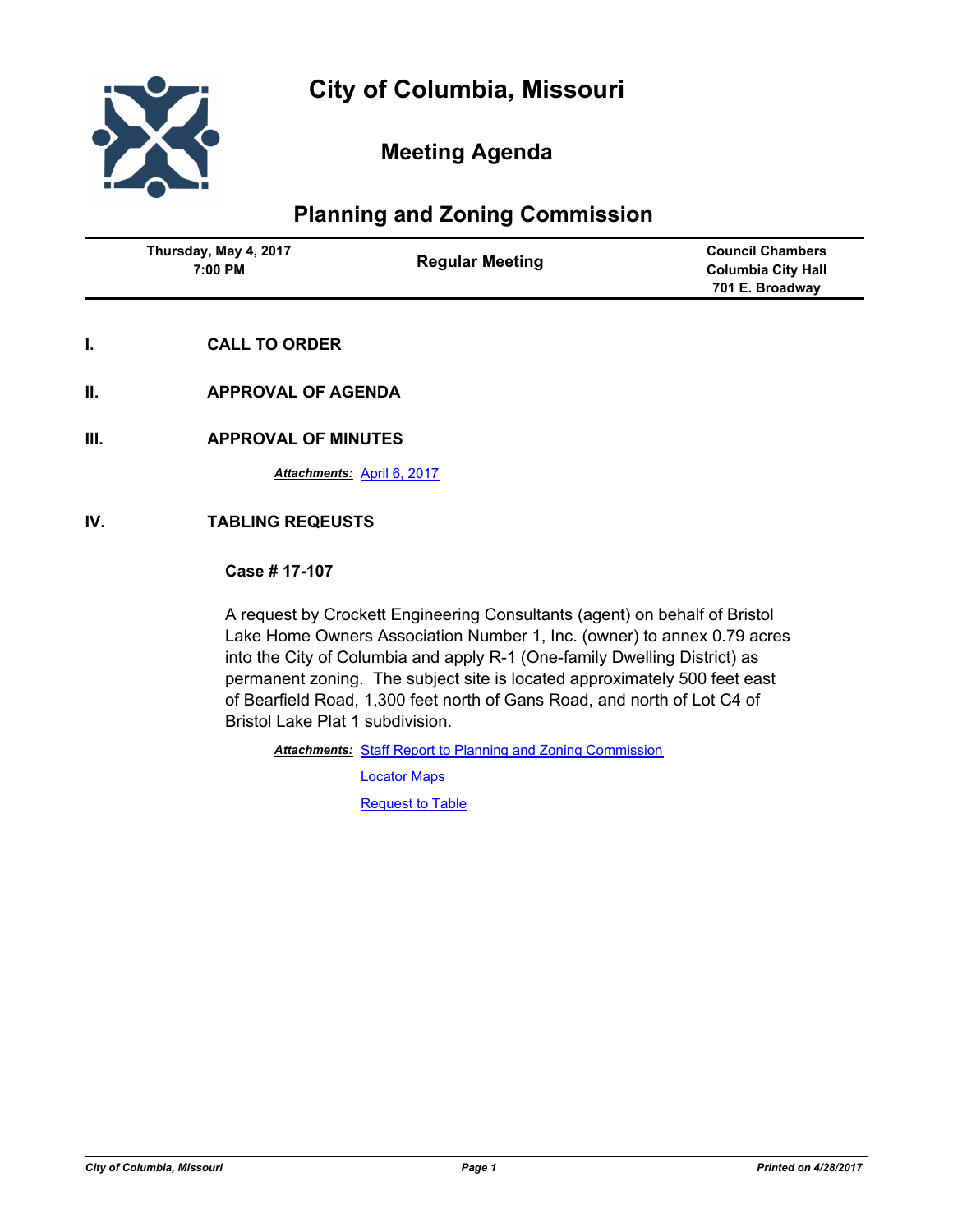# City of Columbia, Missouri

## Meeting Agenda

## Planning and Zoning Commission

| Thursday, May 4, 2017 7:00 PM | Regular Meeting | Council Chambers Columbia City Hall 701 E. Broadway |
|---|---|---|

## I. CALL TO ORDER

## II. APPROVAL OF AGENDA

## III. APPROVAL OF MINUTES

***Attachments:*** April 6, 2017

## IV. TABLING REQEUSTS

### Case # 17-107

A request by Crockett Engineering Consultants (agent) on behalf of Bristol Lake Home Owners Association Number 1, Inc. (owner) to annex 0.79 acres into the City of Columbia and apply R-1 (One-family Dwelling District) as permanent zoning. The subject site is located approximately 500 feet east of Bearfield Road, 1,300 feet north of Gans Road, and north of Lot C4 of Bristol Lake Plat 1 subdivision.

***Attachments:*** Staff Report to Planning and Zoning Commission

Locator Maps

Request to Table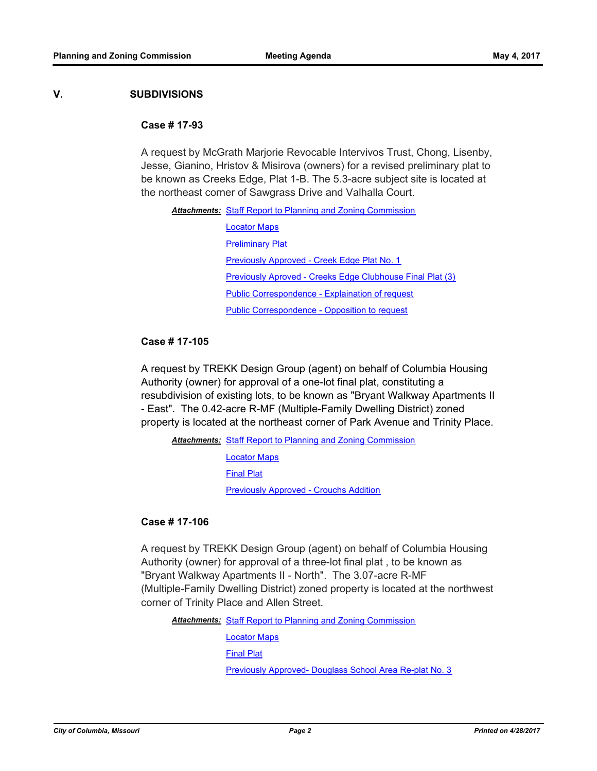## V. SUBDIVISIONS

### Case # 17-93

A request by McGrath Marjorie Revocable Intervivos Trust, Chong, Lisenby, Jesse, Gianino, Hristov & Misirova (owners) for a revised preliminary plat to be known as Creeks Edge, Plat 1-B. The 5.3-acre subject site is located at the northeast corner of Sawgrass Drive and Valhalla Court.

***Attachments:*** Staff Report to Planning and Zoning Commission
Locator Maps
Preliminary Plat
Previously Approved - Creek Edge Plat No. 1
Previously Aproved - Creeks Edge Clubhouse Final Plat (3)
Public Correspondence - Explaination of request
Public Correspondence - Opposition to request

### Case # 17-105

A request by TREKK Design Group (agent) on behalf of Columbia Housing Authority (owner) for approval of a one-lot final plat, constituting a resubdivision of existing lots, to be known as "Bryant Walkway Apartments II - East". The 0.42-acre R-MF (Multiple-Family Dwelling District) zoned property is located at the northeast corner of Park Avenue and Trinity Place.

***Attachments:*** Staff Report to Planning and Zoning Commission
Locator Maps
Final Plat
Previously Approved - Crouchs Addition

### Case # 17-106

A request by TREKK Design Group (agent) on behalf of Columbia Housing Authority (owner) for approval of a three-lot final plat , to be known as "Bryant Walkway Apartments II - North". The 3.07-acre R-MF (Multiple-Family Dwelling District) zoned property is located at the northwest corner of Trinity Place and Allen Street.

***Attachments:*** Staff Report to Planning and Zoning Commission
Locator Maps
Final Plat
Previously Approved- Douglass School Area Re-plat No. 3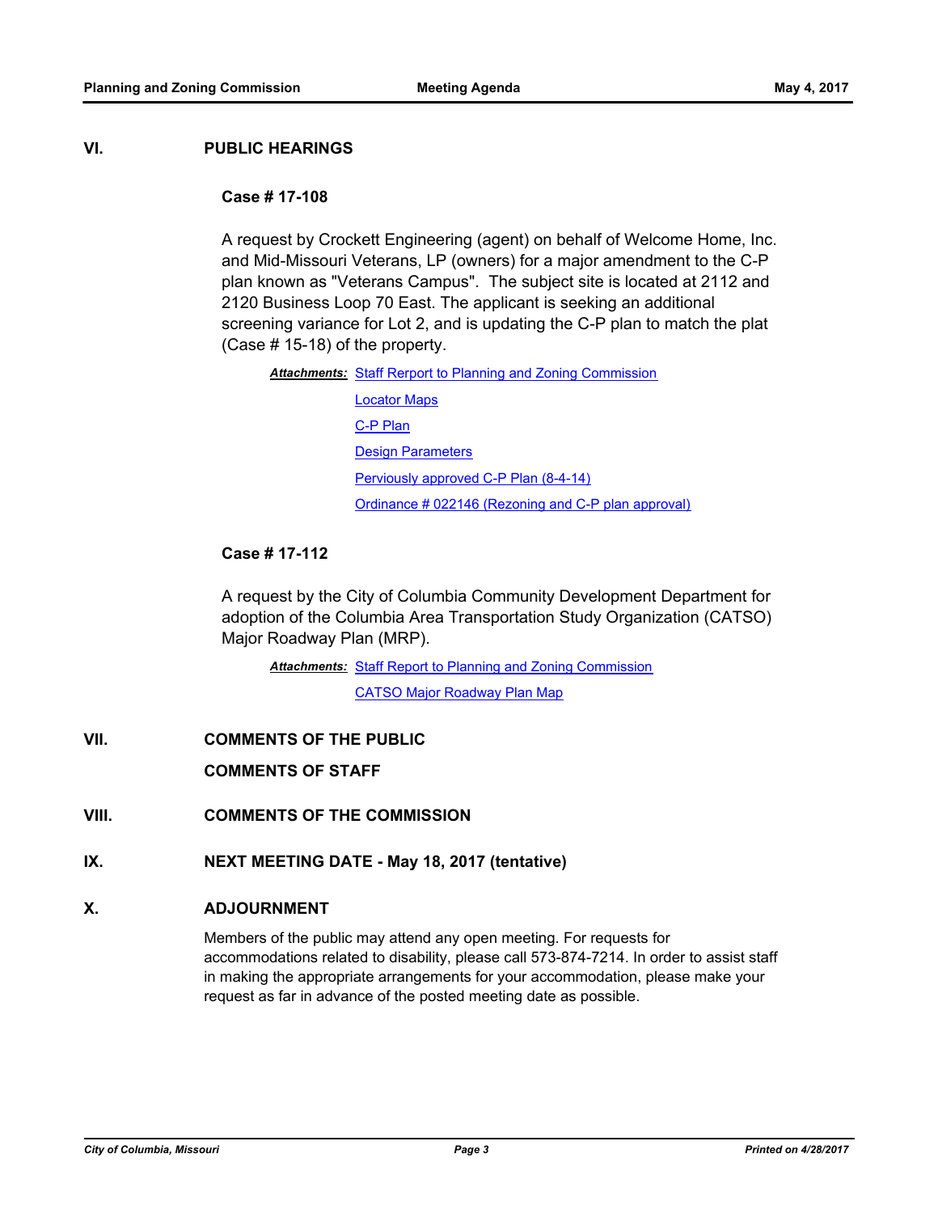## VI. PUBLIC HEARINGS

### Case # 17-108

A request by Crockett Engineering (agent) on behalf of Welcome Home, Inc. and Mid-Missouri Veterans, LP (owners) for a major amendment to the C-P plan known as "Veterans Campus". The subject site is located at 2112 and 2120 Business Loop 70 East. The applicant is seeking an additional screening variance for Lot 2, and is updating the C-P plan to match the plat (Case # 15-18) of the property.

***Attachments:*** Staff Rerport to Planning and Zoning Commission

Locator Maps

C-P Plan

Design Parameters

Perviously approved C-P Plan (8-4-14)

Ordinance # 022146 (Rezoning and C-P plan approval)

### Case # 17-112

A request by the City of Columbia Community Development Department for adoption of the Columbia Area Transportation Study Organization (CATSO) Major Roadway Plan (MRP).

***Attachments:*** Staff Report to Planning and Zoning Commission

CATSO Major Roadway Plan Map

## VII. COMMENTS OF THE PUBLIC

**COMMENTS OF STAFF**

## VIII. COMMENTS OF THE COMMISSION

## IX. NEXT MEETING DATE - May 18, 2017 (tentative)

## X. ADJOURNMENT

Members of the public may attend any open meeting. For requests for accommodations related to disability, please call 573-874-7214. In order to assist staff in making the appropriate arrangements for your accommodation, please make your request as far in advance of the posted meeting date as possible.